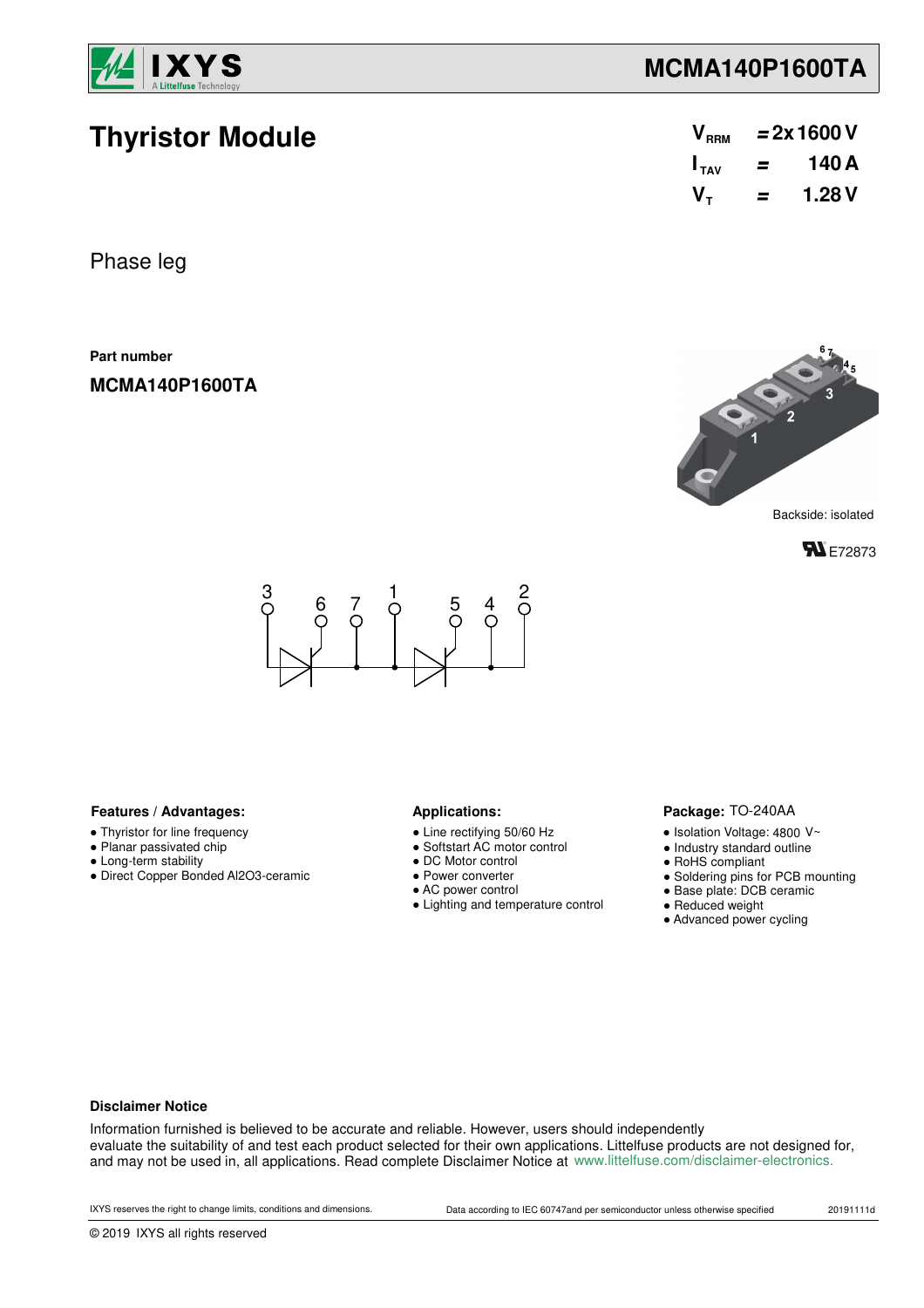# Thyristor Module

| | | |
|---|---|---|
| $V_{RRM}$ | = | 2x 1600 V |
| $I_{TAV}$ | = | 140 A |
| $V_T$ | = | 1.28 V |

Phase leg

**Part number**

**MCMA140P1600TA**

Backside: isolated

E72873

**Features / Advantages:**

- Thyristor for line frequency
- Planar passivated chip
- Long-term stability
- Direct Copper Bonded Al2O3-ceramic

**Applications:**

- Line rectifying 50/60 Hz
- Softstart AC motor control
- DC Motor control
- Power converter
- AC power control
- Lighting and temperature control

**Package:** TO-240AA

- Isolation Voltage: 4800 V~
- Industry standard outline
- RoHS compliant
- Soldering pins for PCB mounting
- Base plate: DCB ceramic
- Reduced weight
- Advanced power cycling

**Disclaimer Notice**

Information furnished is believed to be accurate and reliable. However, users should independently evaluate the suitability of and test each product selected for their own applications. Littelfuse products are not designed for, and may not be used in, all applications. Read complete Disclaimer Notice at www.littelfuse.com/disclaimer-electronics.

IXYS reserves the right to change limits, conditions and dimensions. Data according to IEC 60747and per semiconductor unless otherwise specified 20191111d

© 2019 IXYS all rights reserved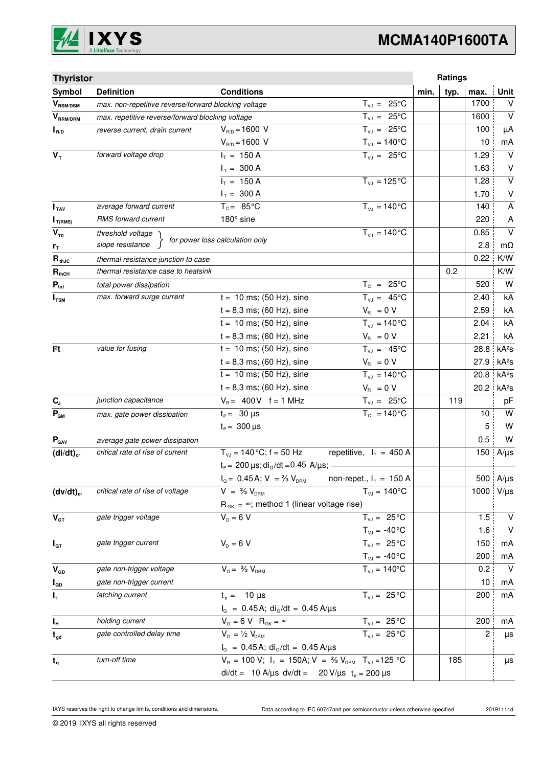## Thyristor

| Symbol | Definition | Conditions | | min. | typ. | max. | Unit |
|---|---|---|---|---|---|---|---|
| $V_{RSM/DSM}$ | max. non-repetitive reverse/forward blocking voltage | | $T_{VJ}$ = 25°C | | | 1700 | V |
| $V_{RRM/DRM}$ | max. repetitive reverse/forward blocking voltage | | $T_{VJ}$ = 25°C | | | 1600 | V |
| $I_{R/D}$ | reverse current, drain current | $V_{R/D}$ = 1600 V | $T_{VJ}$ = 25°C | | | 100 | µA |
| | | $V_{R/D}$ = 1600 V | $T_{VJ}$ = 140°C | | | 10 | mA |
| $V_T$ | forward voltage drop | $I_T$ = 150 A | $T_{VJ}$ = 25°C | | | 1.29 | V |
| | | $I_T$ = 300 A | | | | 1.63 | V |
| | | $I_T$ = 150 A | $T_{VJ}$ = 125°C | | | 1.28 | V |
| | | $I_T$ = 300 A | | | | 1.70 | V |
| $I_{TAV}$ | average forward current | $T_C$ = 85°C | $T_{VJ}$ = 140°C | | | 140 | A |
| $I_{T(RMS)}$ | RMS forward current | 180° sine | | | | 220 | A |
| $V_{T0}$ | threshold voltage | for power loss calculation only | $T_{VJ}$ = 140°C | | | 0.85 | V |
| $r_T$ | slope resistance | for power loss calculation only | | | | 2.8 | mΩ |
| $R_{thJC}$ | thermal resistance junction to case | | | | | 0.22 | K/W |
| $R_{thCH}$ | thermal resistance case to heatsink | | | | 0.2 | | K/W |
| $P_{tot}$ | total power dissipation | | $T_C$ = 25°C | | | 520 | W |
| $I_{TSM}$ | max. forward surge current | t = 10 ms; (50 Hz), sine | $T_{VJ}$ = 45°C | | | 2.40 | kA |
| | | t = 8,3 ms; (60 Hz), sine | $V_R$ = 0 V | | | 2.59 | kA |
| | | t = 10 ms; (50 Hz), sine | $T_{VJ}$ = 140°C | | | 2.04 | kA |
| | | t = 8,3 ms; (60 Hz), sine | $V_R$ = 0 V | | | 2.21 | kA |
| $I^2t$ | value for fusing | t = 10 ms; (50 Hz), sine | $T_{VJ}$ = 45°C | | | 28.8 | kA²s |
| | | t = 8,3 ms; (60 Hz), sine | $V_R$ = 0 V | | | 27.9 | kA²s |
| | | t = 10 ms; (50 Hz), sine | $T_{VJ}$ = 140°C | | | 20.8 | kA²s |
| | | t = 8,3 ms; (60 Hz), sine | $V_R$ = 0 V | | | 20.2 | kA²s |
| $C_J$ | junction capacitance | $V_R$ = 400 V f = 1 MHz | $T_{VJ}$ = 25°C | | 119 | | pF |
| $P_{GM}$ | max. gate power dissipation | $t_P$ = 30 µs | $T_C$ = 140°C | | | 10 | W |
| | | $t_P$ = 300 µs | | | | 5 | W |
| $P_{GAV}$ | average gate power dissipation | | | | | 0.5 | W |
| $(di/dt)_{cr}$ | critical rate of rise of current | $T_{VJ}$ = 140°C; f = 50 Hz | repetitive, $I_T$ = 450 A | | | 150 | A/µs |
| | | $t_P$ = 200 µs; $di_G/dt$ = 0.45 A/µs; | | | | | |
| | | $I_G$ = 0.45 A; V = ⅔ $V_{DRM}$ | non-repet., $I_T$ = 150 A | | | 500 | A/µs |
| $(dv/dt)_{cr}$ | critical rate of rise of voltage | V = ⅔ $V_{DRM}$ | $T_{VJ}$ = 140°C | | | 1000 | V/µs |
| | | $R_{GK}$ = ∞; method 1 (linear voltage rise) | | | | | |
| $V_{GT}$ | gate trigger voltage | $V_D$ = 6 V | $T_{VJ}$ = 25°C | | | 1.5 | V |
| | | | $T_{VJ}$ = -40°C | | | 1.6 | V |
| $I_{GT}$ | gate trigger current | $V_D$ = 6 V | $T_{VJ}$ = 25°C | | | 150 | mA |
| | | | $T_{VJ}$ = -40°C | | | 200 | mA |
| $V_{GD}$ | gate non-trigger voltage | $V_D$ = ⅔ $V_{DRM}$ | $T_{VJ}$ = 140°C | | | 0.2 | V |
| $I_{GD}$ | gate non-trigger current | | | | | 10 | mA |
| $I_L$ | latching current | $t_p$ = 10 µs | $T_{VJ}$ = 25°C | | | 200 | mA |
| | | $I_G$ = 0.45 A; $di_G/dt$ = 0.45 A/µs | | | | | |
| $I_H$ | holding current | $V_D$ = 6 V $R_{GK}$ = ∞ | $T_{VJ}$ = 25°C | | | 200 | mA |
| $t_{gd}$ | gate controlled delay time | $V_D$ = ½ $V_{DRM}$ | $T_{VJ}$ = 25°C | | | 2 | µs |
| | | $I_G$ = 0.45 A; $di_G/dt$ = 0.45 A/µs | | | | | |
| $t_q$ | turn-off time | $V_R$ = 100 V; $I_T$ = 150A; V = ⅔ $V_{DRM}$ | $T_{VJ}$ = 125 °C | | 185 | | µs |
| | | di/dt = 10 A/µs dv/dt = 20 V/µs | $t_p$ = 200 µs | | | | |

IXYS reserves the right to change limits, conditions and dimensions. Data according to IEC 60747and per semiconductor unless otherwise specified 20191111d

© 2019 IXYS all rights reserved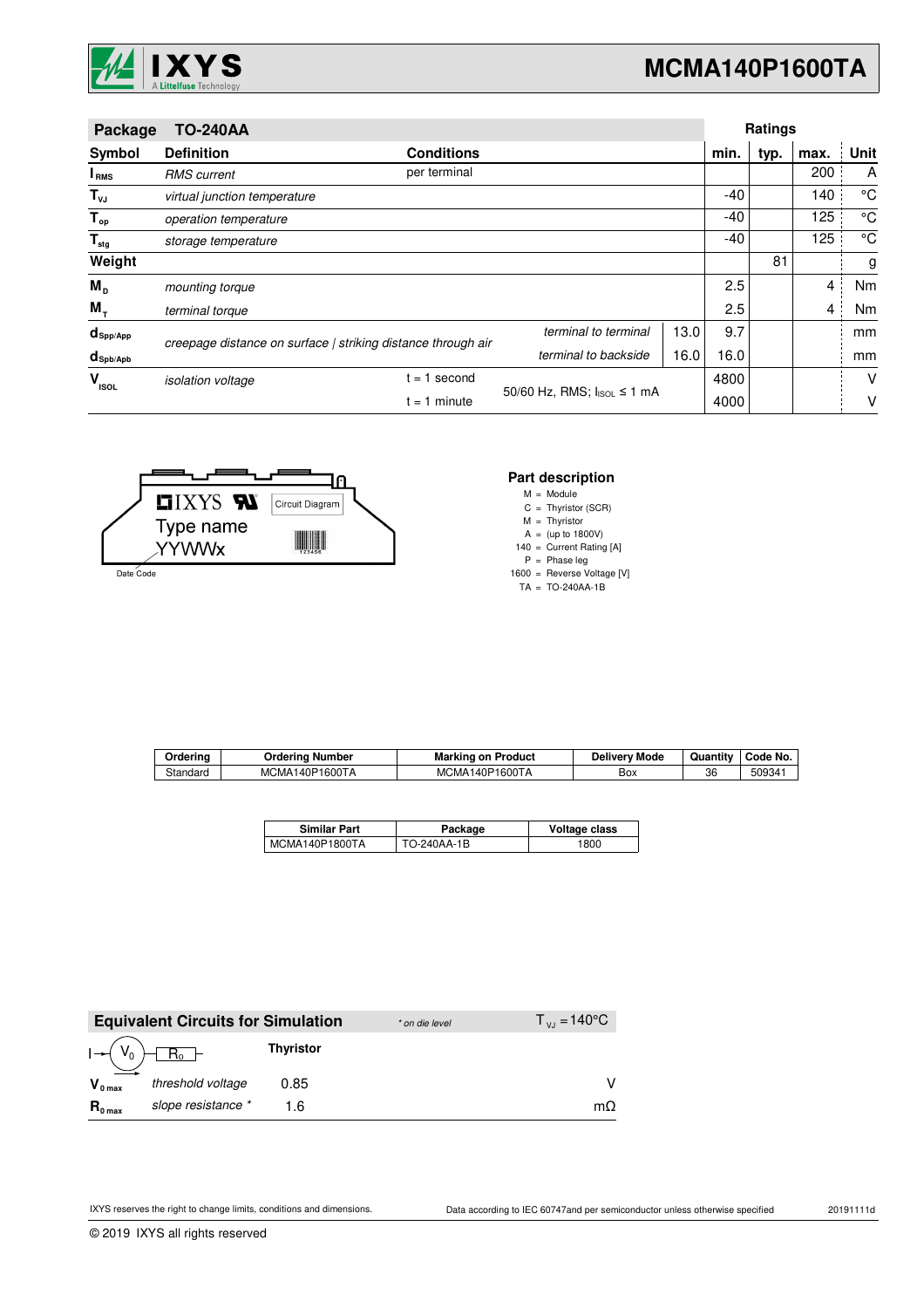| Package | TO-240AA | | | | Ratings | | | |
|---|---|---|---|---|---|---|---|---|
| **Symbol** | **Definition** | **Conditions** | | | **min.** | **typ.** | **max.** | **Unit** |
| $I_{RMS}$ | *RMS current* | per terminal | | | | | 200 | A |
| $T_{VJ}$ | *virtual junction temperature* | | | | -40 | | 140 | °C |
| $T_{op}$ | *operation temperature* | | | | -40 | | 125 | °C |
| $T_{stg}$ | *storage temperature* | | | | -40 | | 125 | °C |
| **Weight** | | | | | | 81 | | g |
| $M_D$ | *mounting torque* | | | | 2.5 | | 4 | Nm |
| $M_T$ | *terminal torque* | | | | 2.5 | | 4 | Nm |
| $d_{Spp/App}$ | *creepage distance on surface \| striking distance through air* | | *terminal to terminal* | 13.0 | 9.7 | | | mm |
| $d_{Spb/Apb}$ | | | *terminal to backside* | 16.0 | 16.0 | | | mm |
| $V_{ISOL}$ | *isolation voltage* | t = 1 second | 50/60 Hz, RMS; $I_{ISOL}$ ≤ 1 mA | | 4800 | | | V |
| | | t = 1 minute | | | 4000 | | | V |

IXYS
Type name
YYWWx
Circuit Diagram
123456
Date Code

**Part description**

M = Module
C = Thyristor (SCR)
M = Thyristor
A = (up to 1800V)
140 = Current Rating [A]
P = Phase leg
1600 = Reverse Voltage [V]
TA = TO-240AA-1B

| Ordering | Ordering Number | Marking on Product | Delivery Mode | Quantity | Code No. |
|---|---|---|---|---|---|
| Standard | MCMA140P1600TA | MCMA140P1600TA | Box | 36 | 509341 |

| Similar Part | Package | Voltage class |
|---|---|---|
| MCMA140P1800TA | TO-240AA-1B | 1800 |

## Equivalent Circuits for Simulation

*\* on die level*  $T_{VJ} = 140°C$

| | | Thyristor | |
|---|---|---|---|
| $V_{0\,max}$ | *threshold voltage* | 0.85 | V |
| $R_{0\,max}$ | *slope resistance \** | 1.6 | mΩ |

IXYS reserves the right to change limits, conditions and dimensions.

Data according to IEC 60747and per semiconductor unless otherwise specified

20191111d

© 2019 IXYS all rights reserved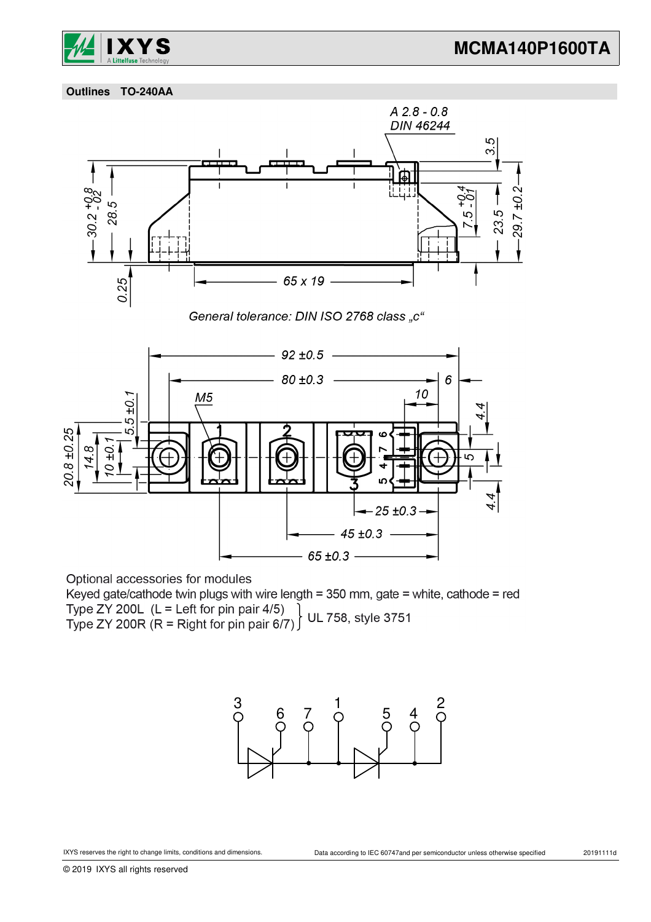## Outlines TO-240AA

General tolerance: DIN ISO 2768 class „c“

Optional accessories for modules

Keyed gate/cathode twin plugs with wire length = 350 mm, gate = white, cathode = red

Type ZY 200L (L = Left for pin pair 4/5)
Type ZY 200R (R = Right for pin pair 6/7) } UL 758, style 3751

IXYS reserves the right to change limits, conditions and dimensions.

Data according to IEC 60747and per semiconductor unless otherwise specified

20191111d

© 2019 IXYS all rights reserved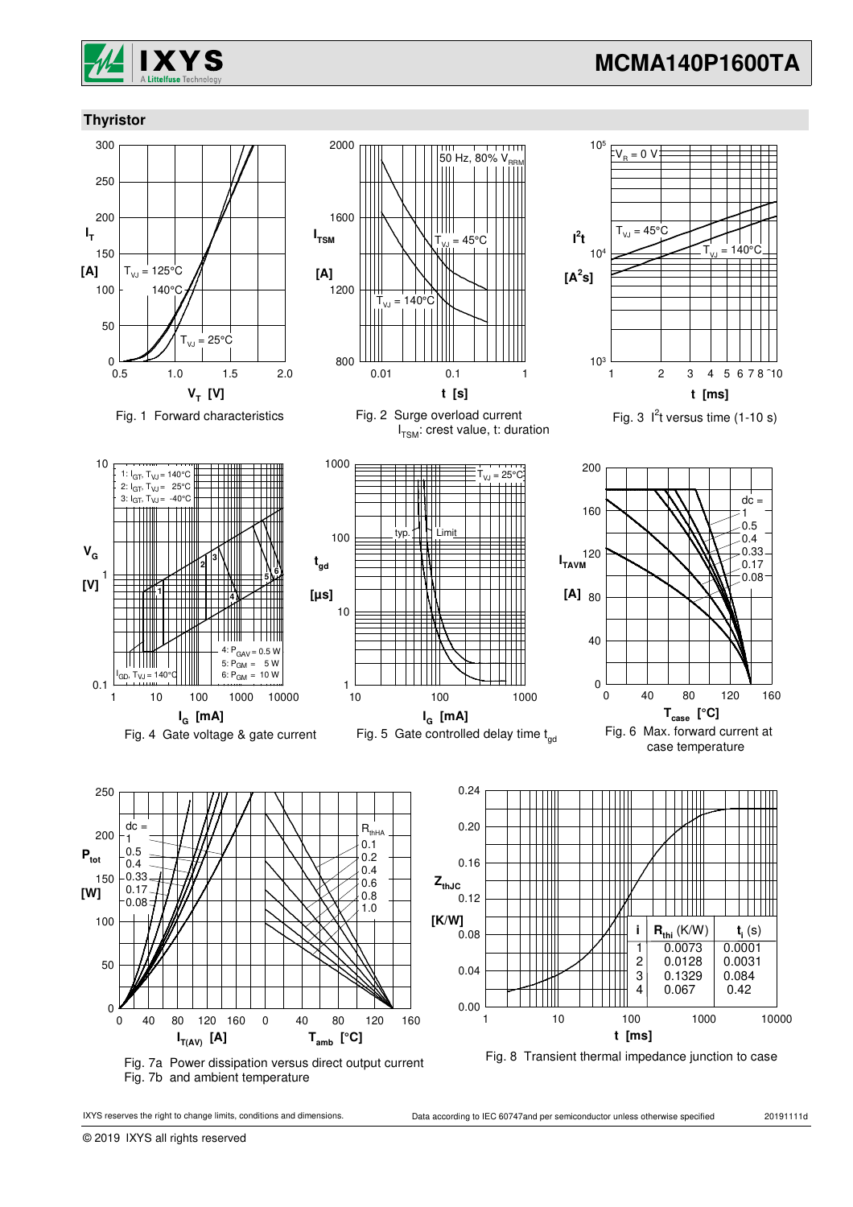## Thyristor

300
250
200
$I_T$
150
[A]
100
50
0
0.5 1.0 1.5 2.0
$T_{VJ}$ = 125°C
140°C
$T_{VJ}$ = 25°C
$V_T$ [V]

Fig. 1 Forward characteristics

2000
1600
$I_{TSM}$
[A]
1200
800
0.01 0.1 1
50 Hz, 80% $V_{RRM}$
$T_{VJ}$ = 45°C
$T_{VJ}$ = 140°C
t [s]

Fig. 2 Surge overload current
$I_{TSM}$: crest value, t: duration

$10^5$
$V_R$ = 0 V
$I^2t$
$10^4$
$[A^2s]$
$10^3$
1 2 3 4 5 6 7 8 10
$T_{VJ}$ = 45°C
$T_{VJ}$ = 140°C
t [ms]

Fig. 3 $I^2t$ versus time (1-10 s)

10
1: $I_{GT}$, $T_{VJ}$ = 140°C
2: $I_{GT}$, $T_{VJ}$ = 25°C
3: $I_{GT}$, $T_{VJ}$ = -40°C
$V_G$
1
[V]
0.1
1 10 100 1000 10000
4: $P_{GAV}$ = 0.5 W
5: $P_{GM}$ = 5 W
6: $P_{GM}$ = 10 W
$I_{GD}$, $T_{VJ}$ = 140°C
$I_G$ [mA]

Fig. 4 Gate voltage & gate current

1000
$T_{VJ}$ = 25°C
100
typ.
Limit
$t_{gd}$
10
[µs]
1
10 100 1000
$I_G$ [mA]

Fig. 5 Gate controlled delay time $t_{gd}$

200
160
dc =
1
0.5
0.4
0.33
0.17
0.08
$I_{TAVM}$
120
[A]
80
40
0
0 40 80 120 160
$T_{case}$ [°C]

Fig. 6 Max. forward current at case temperature

250
200
dc =
1
0.5
0.4
0.33
0.17
0.08
$P_{tot}$
150
[W]
100
50
0
0 40 80 120 160
$I_{T(AV)}$ [A]
$R_{thHA}$
0.1
0.2
0.4
0.6
0.8
1.0
0 40 80 120 160
$T_{amb}$ [°C]

Fig. 7a Power dissipation versus direct output current
Fig. 7b and ambient temperature

0.24
0.20
0.16
$Z_{thJC}$
0.12
[K/W]
0.08
0.04
0.00
1 10 100 1000 10000
t [ms]

| i | $R_{thi}$ (K/W) | $t_i$ (s) |
|---|---|---|
| 1 | 0.0073 | 0.0001 |
| 2 | 0.0128 | 0.0031 |
| 3 | 0.1329 | 0.084 |
| 4 | 0.067 | 0.42 |

Fig. 8 Transient thermal impedance junction to case

IXYS reserves the right to change limits, conditions and dimensions.

Data according to IEC 60747and per semiconductor unless otherwise specified

20191111d

© 2019 IXYS all rights reserved